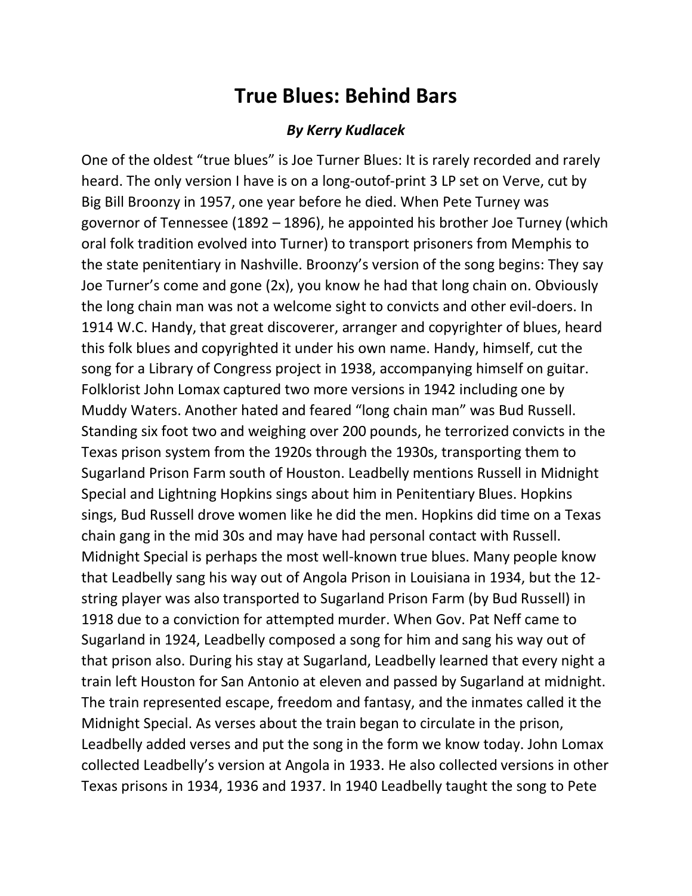# True Blues: Behind Bars

***By Kerry Kudlacek***

One of the oldest "true blues" is Joe Turner Blues: It is rarely recorded and rarely heard. The only version I have is on a long-outof-print 3 LP set on Verve, cut by Big Bill Broonzy in 1957, one year before he died. When Pete Turney was governor of Tennessee (1892 – 1896), he appointed his brother Joe Turney (which oral folk tradition evolved into Turner) to transport prisoners from Memphis to the state penitentiary in Nashville. Broonzy's version of the song begins: They say Joe Turner's come and gone (2x), you know he had that long chain on. Obviously the long chain man was not a welcome sight to convicts and other evil-doers. In 1914 W.C. Handy, that great discoverer, arranger and copyrighter of blues, heard this folk blues and copyrighted it under his own name. Handy, himself, cut the song for a Library of Congress project in 1938, accompanying himself on guitar. Folklorist John Lomax captured two more versions in 1942 including one by Muddy Waters. Another hated and feared "long chain man" was Bud Russell. Standing six foot two and weighing over 200 pounds, he terrorized convicts in the Texas prison system from the 1920s through the 1930s, transporting them to Sugarland Prison Farm south of Houston. Leadbelly mentions Russell in Midnight Special and Lightning Hopkins sings about him in Penitentiary Blues. Hopkins sings, Bud Russell drove women like he did the men. Hopkins did time on a Texas chain gang in the mid 30s and may have had personal contact with Russell. Midnight Special is perhaps the most well-known true blues. Many people know that Leadbelly sang his way out of Angola Prison in Louisiana in 1934, but the 12-string player was also transported to Sugarland Prison Farm (by Bud Russell) in 1918 due to a conviction for attempted murder. When Gov. Pat Neff came to Sugarland in 1924, Leadbelly composed a song for him and sang his way out of that prison also. During his stay at Sugarland, Leadbelly learned that every night a train left Houston for San Antonio at eleven and passed by Sugarland at midnight. The train represented escape, freedom and fantasy, and the inmates called it the Midnight Special. As verses about the train began to circulate in the prison, Leadbelly added verses and put the song in the form we know today. John Lomax collected Leadbelly's version at Angola in 1933. He also collected versions in other Texas prisons in 1934, 1936 and 1937. In 1940 Leadbelly taught the song to Pete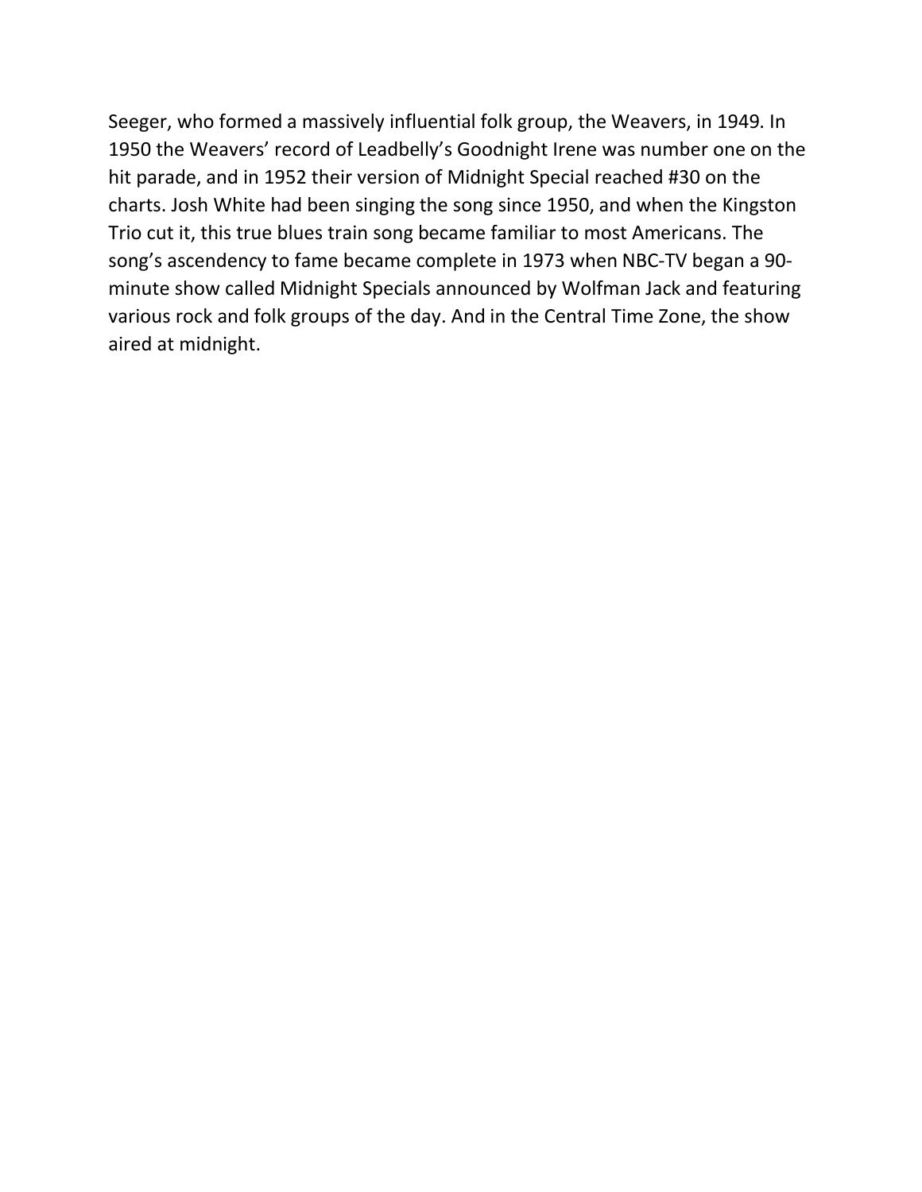Seeger, who formed a massively influential folk group, the Weavers, in 1949. In 1950 the Weavers' record of Leadbelly's Goodnight Irene was number one on the hit parade, and in 1952 their version of Midnight Special reached #30 on the charts. Josh White had been singing the song since 1950, and when the Kingston Trio cut it, this true blues train song became familiar to most Americans. The song's ascendency to fame became complete in 1973 when NBC-TV began a 90-minute show called Midnight Specials announced by Wolfman Jack and featuring various rock and folk groups of the day. And in the Central Time Zone, the show aired at midnight.